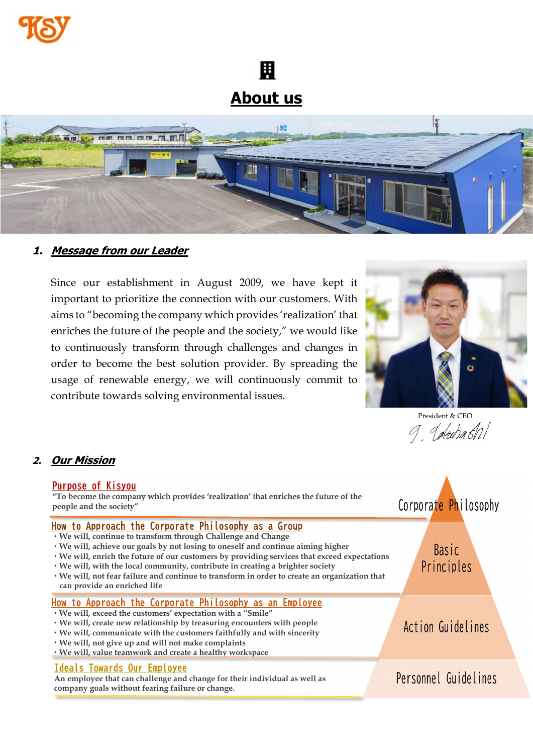# About us

## 1. *Message from our Leader*

Since our establishment in August 2009, we have kept it important to prioritize the connection with our customers. With aims to "becoming the company which provides 'realization' that enriches the future of the people and the society," we would like to continuously transform through challenges and changes in order to become the best solution provider. By spreading the usage of renewable energy, we will continuously commit to contribute towards solving environmental issues.

President & CEO

T. Takahashi

## 2. *Our Mission*

### Purpose of Kisyou

**"To become the company which provides 'realization' that enriches the future of the people and the society"**

Corporate Philosophy

### How to Approach the Corporate Philosophy as a Group

- **We will, continue to transform through Challenge and Change**
- **We will, achieve our goals by not losing to oneself and continue aiming higher**
- **We will, enrich the future of our customers by providing services that exceed expectations**
- **We will, with the local community, contribute in creating a brighter society**
- **We will, not fear failure and continue to transform in order to create an organization that can provide an enriched life**

Basic Principles

### How to Approach the Corporate Philosophy as an Employee

- **We will, exceed the customers' expectation with a "Smile"**
- **We will, create new relationship by treasuring encounters with people**
- **We will, communicate with the customers faithfully and with sincerity**
- **We will, not give up and will not make complaints**
- **We will, value teamwork and create a healthy workspace**

Action Guidelines

### Ideals Towards Our Employee

**An employee that can challenge and change for their individual as well as company goals without fearing failure or change.**

Personnel Guidelines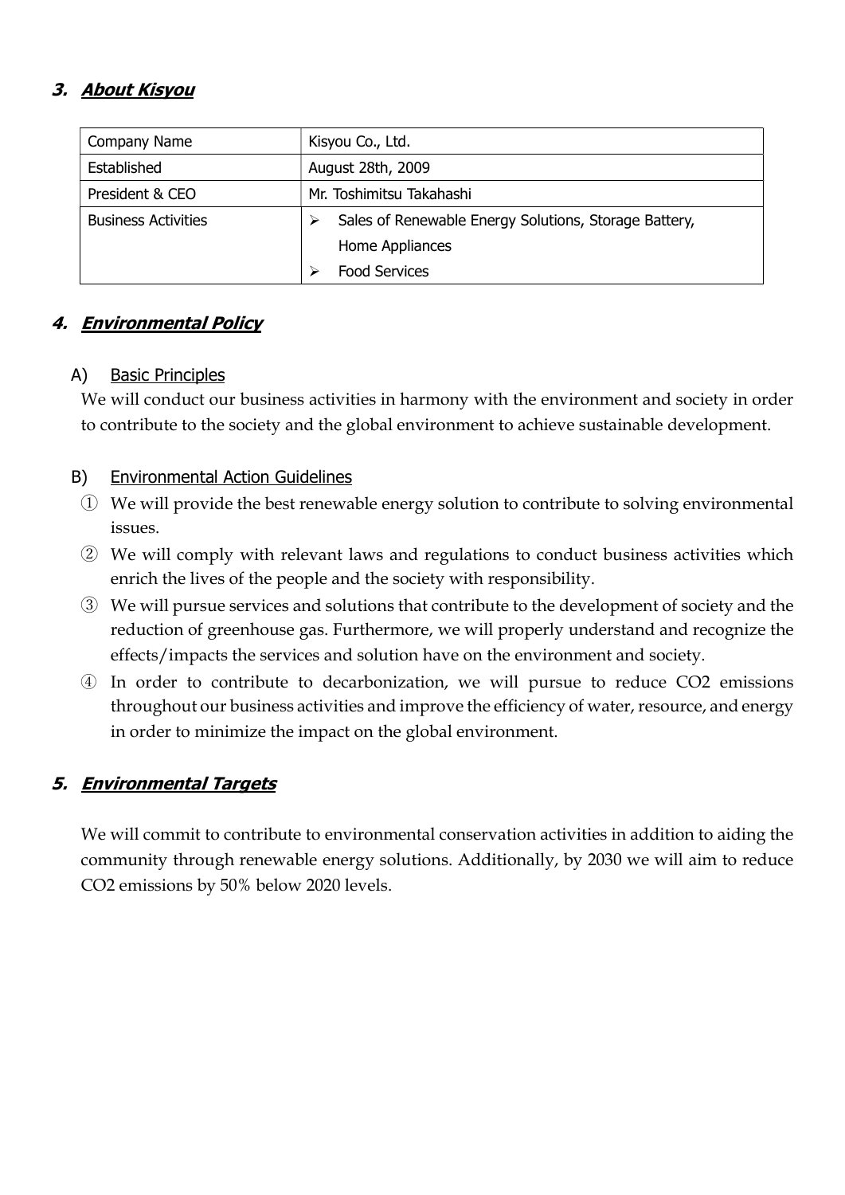## 3. About Kisyou

| | |
|---|---|
| Company Name | Kisyou Co., Ltd. |
| Established | August 28th, 2009 |
| President & CEO | Mr. Toshimitsu Takahashi |
| Business Activities | ➢ Sales of Renewable Energy Solutions, Storage Battery, Home Appliances<br>➢ Food Services |

## 4. Environmental Policy

### A) Basic Principles

We will conduct our business activities in harmony with the environment and society in order to contribute to the society and the global environment to achieve sustainable development.

### B) Environmental Action Guidelines

① We will provide the best renewable energy solution to contribute to solving environmental issues.

② We will comply with relevant laws and regulations to conduct business activities which enrich the lives of the people and the society with responsibility.

③ We will pursue services and solutions that contribute to the development of society and the reduction of greenhouse gas. Furthermore, we will properly understand and recognize the effects/impacts the services and solution have on the environment and society.

④ In order to contribute to decarbonization, we will pursue to reduce $CO_2$ emissions throughout our business activities and improve the efficiency of water, resource, and energy in order to minimize the impact on the global environment.

## 5. Environmental Targets

We will commit to contribute to environmental conservation activities in addition to aiding the community through renewable energy solutions. Additionally, by 2030 we will aim to reduce $CO_2$ emissions by 50% below 2020 levels.